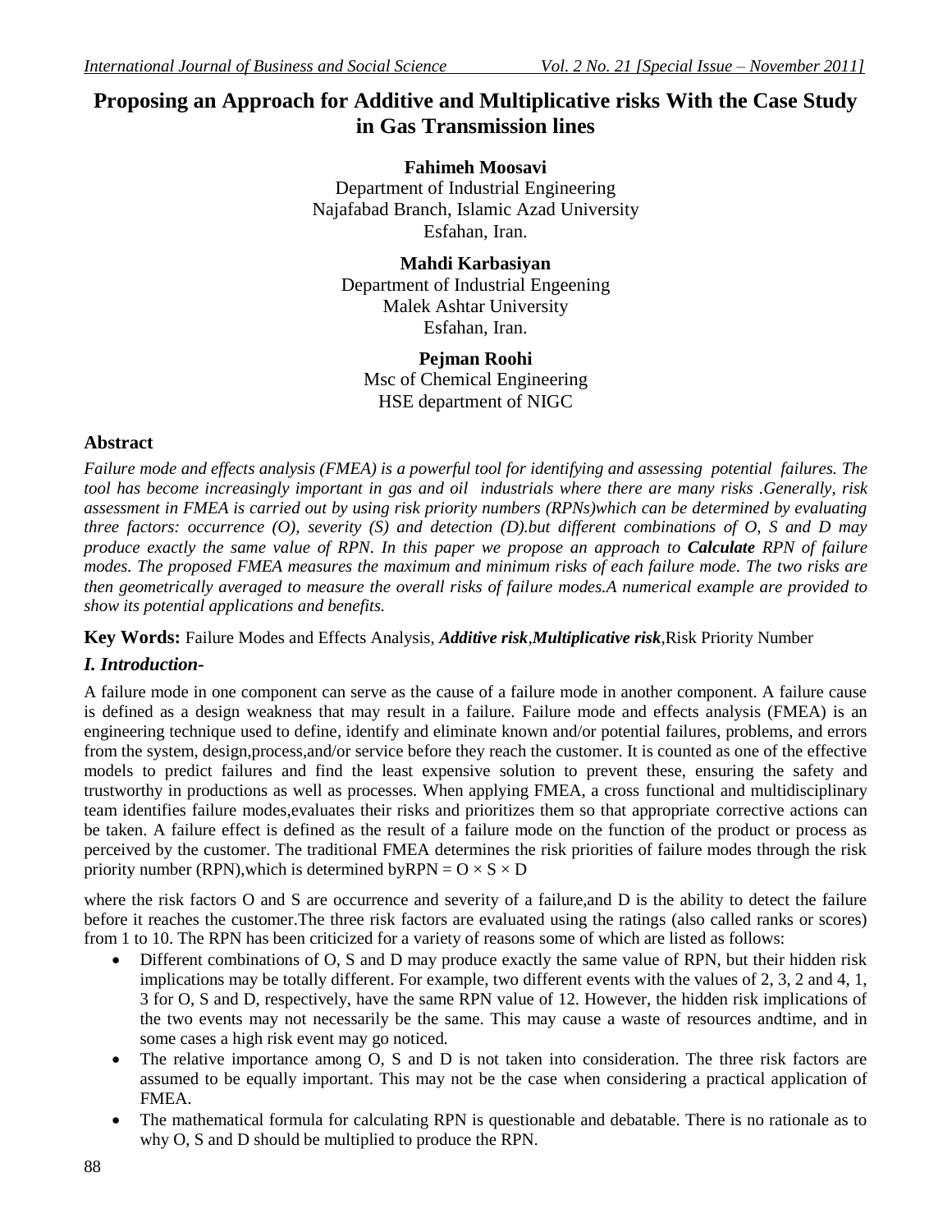# Proposing an Approach for Additive and Multiplicative risks With the Case Study in Gas Transmission lines

**Fahimeh Moosavi**
Department of Industrial Engineering
Najafabad Branch, Islamic Azad University
Esfahan, Iran.

**Mahdi Karbasiyan**
Department of Industrial Engeening
Malek Ashtar University
Esfahan, Iran.

**Pejman Roohi**
Msc of Chemical Engineering
HSE department of NIGC

## Abstract

*Failure mode and effects analysis (FMEA) is a powerful tool for identifying and assessing potential failures. The tool has become increasingly important in gas and oil industrials where there are many risks .Generally, risk assessment in FMEA is carried out by using risk priority numbers (RPNs)which can be determined by evaluating three factors: occurrence (O), severity (S) and detection (D).but different combinations of O, S and D may produce exactly the same value of RPN. In this paper we propose an approach to* ***Calculate*** *RPN of failure modes. The proposed FMEA measures the maximum and minimum risks of each failure mode. The two risks are then geometrically averaged to measure the overall risks of failure modes.A numerical example are provided to show its potential applications and benefits.*

**Key Words:** Failure Modes and Effects Analysis, ***Additive risk***,***Multiplicative risk***,Risk Priority Number

## *I. Introduction-*

A failure mode in one component can serve as the cause of a failure mode in another component. A failure cause is defined as a design weakness that may result in a failure. Failure mode and effects analysis (FMEA) is an engineering technique used to define, identify and eliminate known and/or potential failures, problems, and errors from the system, design,process,and/or service before they reach the customer. It is counted as one of the effective models to predict failures and find the least expensive solution to prevent these, ensuring the safety and trustworthy in productions as well as processes. When applying FMEA, a cross functional and multidisciplinary team identifies failure modes,evaluates their risks and prioritizes them so that appropriate corrective actions can be taken. A failure effect is defined as the result of a failure mode on the function of the product or process as perceived by the customer. The traditional FMEA determines the risk priorities of failure modes through the risk priority number (RPN),which is determined by$RPN = O \times S \times D$

where the risk factors O and S are occurrence and severity of a failure,and D is the ability to detect the failure before it reaches the customer.The three risk factors are evaluated using the ratings (also called ranks or scores) from 1 to 10. The RPN has been criticized for a variety of reasons some of which are listed as follows:

- Different combinations of O, S and D may produce exactly the same value of RPN, but their hidden risk implications may be totally different. For example, two different events with the values of 2, 3, 2 and 4, 1, 3 for O, S and D, respectively, have the same RPN value of 12. However, the hidden risk implications of the two events may not necessarily be the same. This may cause a waste of resources andtime, and in some cases a high risk event may go noticed.
- The relative importance among O, S and D is not taken into consideration. The three risk factors are assumed to be equally important. This may not be the case when considering a practical application of FMEA.
- The mathematical formula for calculating RPN is questionable and debatable. There is no rationale as to why O, S and D should be multiplied to produce the RPN.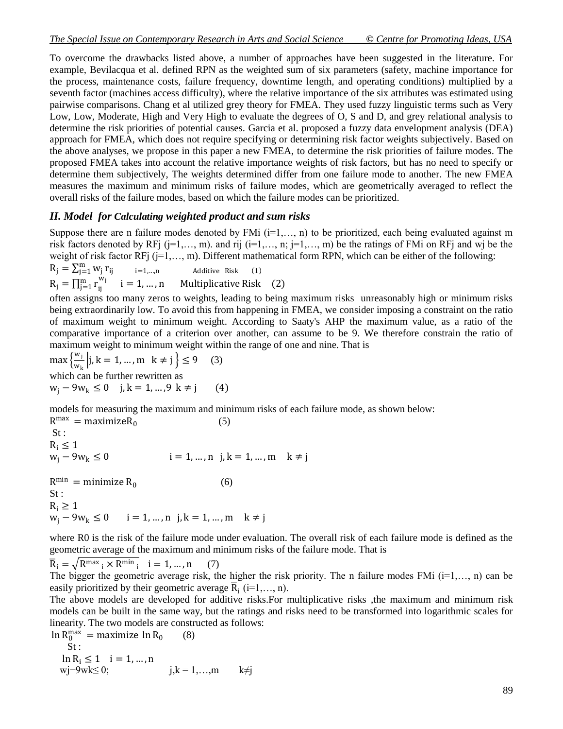To overcome the drawbacks listed above, a number of approaches have been suggested in the literature. For example, Bevilacqua et al. defined RPN as the weighted sum of six parameters (safety, machine importance for the process, maintenance costs, failure frequency, downtime length, and operating conditions) multiplied by a seventh factor (machines access difficulty), where the relative importance of the six attributes was estimated using pairwise comparisons. Chang et al utilized grey theory for FMEA. They used fuzzy linguistic terms such as Very Low, Low, Moderate, High and Very High to evaluate the degrees of O, S and D, and grey relational analysis to determine the risk priorities of potential causes. Garcia et al. proposed a fuzzy data envelopment analysis (DEA) approach for FMEA, which does not require specifying or determining risk factor weights subjectively. Based on the above analyses, we propose in this paper a new FMEA, to determine the risk priorities of failure modes. The proposed FMEA takes into account the relative importance weights of risk factors, but has no need to specify or determine them subjectively, The weights determined differ from one failure mode to another. The new FMEA measures the maximum and minimum risks of failure modes, which are geometrically averaged to reflect the overall risks of the failure modes, based on which the failure modes can be prioritized.

## *II. Model for Calculating weighted product and sum risks*

Suppose there are n failure modes denoted by FMi (i=1,…, n) to be prioritized, each being evaluated against m risk factors denoted by RFj (j=1,…, m). and rij (i=1,…, n; j=1,…, m) be the ratings of FMi on RFj and wj be the weight of risk factor RFj (j=1,…, m). Different mathematical form RPN, which can be either of the following:

$$R_j = \sum_{j=1}^{m} w_j r_{ij} \quad i=1,\ldots,n \qquad \text{Additive Risk} \quad (1)$$

$$R_j = \prod_{j=1}^{m} r_{ij}^{w_j} \quad i=1,\ldots,n \qquad \text{Multiplicative Risk} \quad (2)$$

often assigns too many zeros to weights, leading to being maximum risks unreasonably high or minimum risks being extraordinarily low. To avoid this from happening in FMEA, we consider imposing a constraint on the ratio of maximum weight to minimum weight. According to Saaty's AHP the maximum value, as a ratio of the comparative importance of a criterion over another, can assume to be 9. We therefore constrain the ratio of maximum weight to minimum weight within the range of one and nine. That is

$$\max\left\{\frac{w_j}{w_k}\middle| j,k=1,\ldots,m \;\; k\neq j\right\} \leq 9 \quad (3)$$

which can be further rewritten as

$$w_j - 9w_k \leq 0 \quad j,k=1,\ldots,9 \;\; k\neq j \quad (4)$$

models for measuring the maximum and minimum risks of each failure mode, as shown below:

$$R^{max} = \text{maximize} R_0 \quad (5)$$

St :

$$R_i \leq 1$$

$$w_j - 9w_k \leq 0 \qquad i=1,\ldots,n \;\; j,k=1,\ldots,m \quad k\neq j$$

$$R^{min} = \text{minimize}\, R_0 \quad (6)$$

St :

$$R_i \geq 1$$

$$w_j - 9w_k \leq 0 \qquad i=1,\ldots,n \;\; j,k=1,\ldots,m \quad k\neq j$$

where R0 is the risk of the failure mode under evaluation. The overall risk of each failure mode is defined as the geometric average of the maximum and minimum risks of the failure mode. That is

$$\overline{R}_i = \sqrt{{R^{max}}_i \times {R^{min}}_i} \quad i=1,\ldots,n \quad (7)$$

The bigger the geometric average risk, the higher the risk priority. The n failure modes FMi (i=1,…, n) can be easily prioritized by their geometric average $\overline{R}_i$ (i=1,…, n).

The above models are developed for additive risks.For multiplicative risks ,the maximum and minimum risk models can be built in the same way, but the ratings and risks need to be transformed into logarithmic scales for linearity. The two models are constructed as follows:

$$\ln R_0^{max} = \text{maximize}\; \ln R_0 \quad (8)$$

St :

$$\ln R_i \leq 1 \quad i=1,\ldots,n$$

$$w_j - 9w_k \leq 0; \qquad j,k=1,\ldots,m \quad k\neq j$$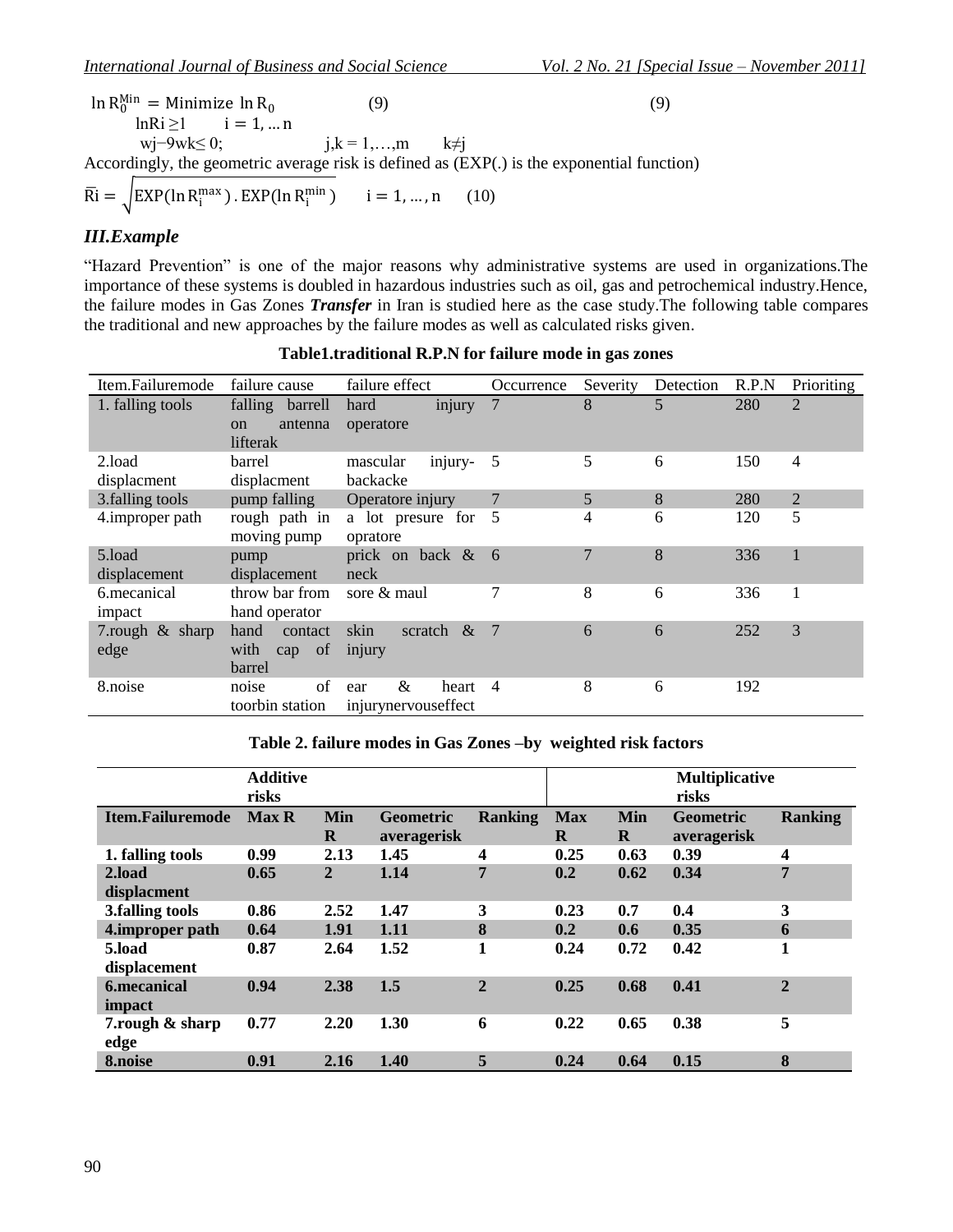$$\ln R_0^{Min} = \text{Minimize } \ln R_0 \qquad (9) \qquad\qquad (9)$$

$\ln R_i \geq 1 \qquad i = 1, \dots n$

$w_j - 9w_k \leq 0; \qquad j,k = 1,\dots,m \qquad k \neq j$

Accordingly, the geometric average risk is defined as (EXP(.) is the exponential function)

$$\bar{R}_i = \sqrt{\text{EXP}(\ln R_i^{max}) \cdot \text{EXP}(\ln R_i^{min})} \qquad i = 1, \dots, n \qquad (10)$$

## *III.Example*

"Hazard Prevention" is one of the major reasons why administrative systems are used in organizations.The importance of these systems is doubled in hazardous industries such as oil, gas and petrochemical industry.Hence, the failure modes in Gas Zones ***Transfer*** in Iran is studied here as the case study.The following table compares the traditional and new approaches by the failure modes as well as calculated risks given.

**Table1.traditional R.P.N for failure mode in gas zones**

| Item.Failuremode | failure cause | failure effect | Occurrence | Severity | Detection | R.P.N | Prioriting |
|---|---|---|---|---|---|---|---|
| 1. falling tools | falling barrell on antenna lifterak | hard injury operatore | 7 | 8 | 5 | 280 | 2 |
| 2.load displacment | barrel displacment | mascular injury-backacke | 5 | 5 | 6 | 150 | 4 |
| 3.falling tools | pump falling | Operatore injury | 7 | 5 | 8 | 280 | 2 |
| 4.improper path | rough path in moving pump | a lot presure for opratore | 5 | 4 | 6 | 120 | 5 |
| 5.load displacement | pump displacement | prick on back & neck | 6 | 7 | 8 | 336 | 1 |
| 6.mecanical impact | throw bar from hand operator | sore & maul | 7 | 8 | 6 | 336 | 1 |
| 7.rough & sharp edge | hand contact with cap of barrel | skin scratch & injury | 7 | 6 | 6 | 252 | 3 |
| 8.noise | noise of toorbin station | ear & heart injurynervouseffect | 4 | 8 | 6 | 192 | |

**Table 2. failure modes in Gas Zones –by weighted risk factors**

| | **Additive risks** | | | | **Multiplicative risks** | | | |
|---|---|---|---|---|---|---|---|---|
| **Item.Failuremode** | **Max R** | **Min R** | **Geometric averagerisk** | **Ranking** | **Max R** | **Min R** | **Geometric averagerisk** | **Ranking** |
| **1. falling tools** | **0.99** | **2.13** | **1.45** | **4** | **0.25** | **0.63** | **0.39** | **4** |
| **2.load displacment** | **0.65** | **2** | **1.14** | **7** | **0.2** | **0.62** | **0.34** | **7** |
| **3.falling tools** | **0.86** | **2.52** | **1.47** | **3** | **0.23** | **0.7** | **0.4** | **3** |
| **4.improper path** | **0.64** | **1.91** | **1.11** | **8** | **0.2** | **0.6** | **0.35** | **6** |
| **5.load displacement** | **0.87** | **2.64** | **1.52** | **1** | **0.24** | **0.72** | **0.42** | **1** |
| **6.mecanical impact** | **0.94** | **2.38** | **1.5** | **2** | **0.25** | **0.68** | **0.41** | **2** |
| **7.rough & sharp edge** | **0.77** | **2.20** | **1.30** | **6** | **0.22** | **0.65** | **0.38** | **5** |
| **8.noise** | **0.91** | **2.16** | **1.40** | **5** | **0.24** | **0.64** | **0.15** | **8** |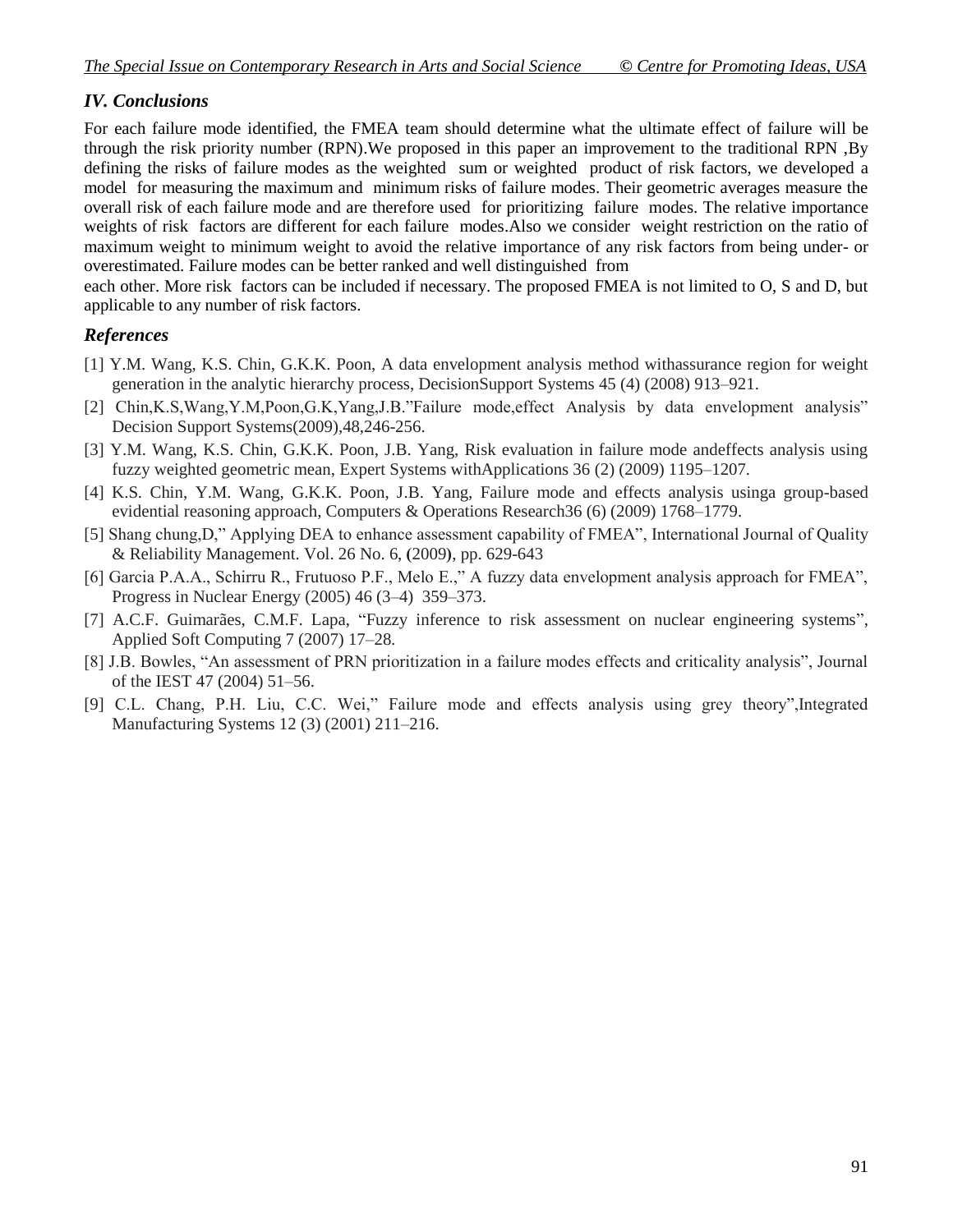## *IV. Conclusions*

For each failure mode identified, the FMEA team should determine what the ultimate effect of failure will be through the risk priority number (RPN).We proposed in this paper an improvement to the traditional RPN ,By defining the risks of failure modes as the weighted sum or weighted product of risk factors, we developed a model for measuring the maximum and minimum risks of failure modes. Their geometric averages measure the overall risk of each failure mode and are therefore used for prioritizing failure modes. The relative importance weights of risk factors are different for each failure modes.Also we consider weight restriction on the ratio of maximum weight to minimum weight to avoid the relative importance of any risk factors from being under- or overestimated. Failure modes can be better ranked and well distinguished from

each other. More risk factors can be included if necessary. The proposed FMEA is not limited to O, S and D, but applicable to any number of risk factors.

## *References*

[1] Y.M. Wang, K.S. Chin, G.K.K. Poon, A data envelopment analysis method withassurance region for weight generation in the analytic hierarchy process, DecisionSupport Systems 45 (4) (2008) 913–921.

[2] Chin,K.S,Wang,Y.M,Poon,G.K,Yang,J.B."Failure mode,effect Analysis by data envelopment analysis" Decision Support Systems(2009),48,246-256.

[3] Y.M. Wang, K.S. Chin, G.K.K. Poon, J.B. Yang, Risk evaluation in failure mode andeffects analysis using fuzzy weighted geometric mean, Expert Systems withApplications 36 (2) (2009) 1195–1207.

[4] K.S. Chin, Y.M. Wang, G.K.K. Poon, J.B. Yang, Failure mode and effects analysis usinga group-based evidential reasoning approach, Computers & Operations Research36 (6) (2009) 1768–1779.

[5] Shang chung,D," Applying DEA to enhance assessment capability of FMEA", International Journal of Quality & Reliability Management. Vol. 26 No. 6, (2009), pp. 629-643

[6] Garcia P.A.A., Schirru R., Frutuoso P.F., Melo E.," A fuzzy data envelopment analysis approach for FMEA", Progress in Nuclear Energy (2005) 46 (3–4) 359–373.

[7] A.C.F. Guimarães, C.M.F. Lapa, "Fuzzy inference to risk assessment on nuclear engineering systems", Applied Soft Computing 7 (2007) 17–28.

[8] J.B. Bowles, "An assessment of PRN prioritization in a failure modes effects and criticality analysis", Journal of the IEST 47 (2004) 51–56.

[9] C.L. Chang, P.H. Liu, C.C. Wei," Failure mode and effects analysis using grey theory",Integrated Manufacturing Systems 12 (3) (2001) 211–216.